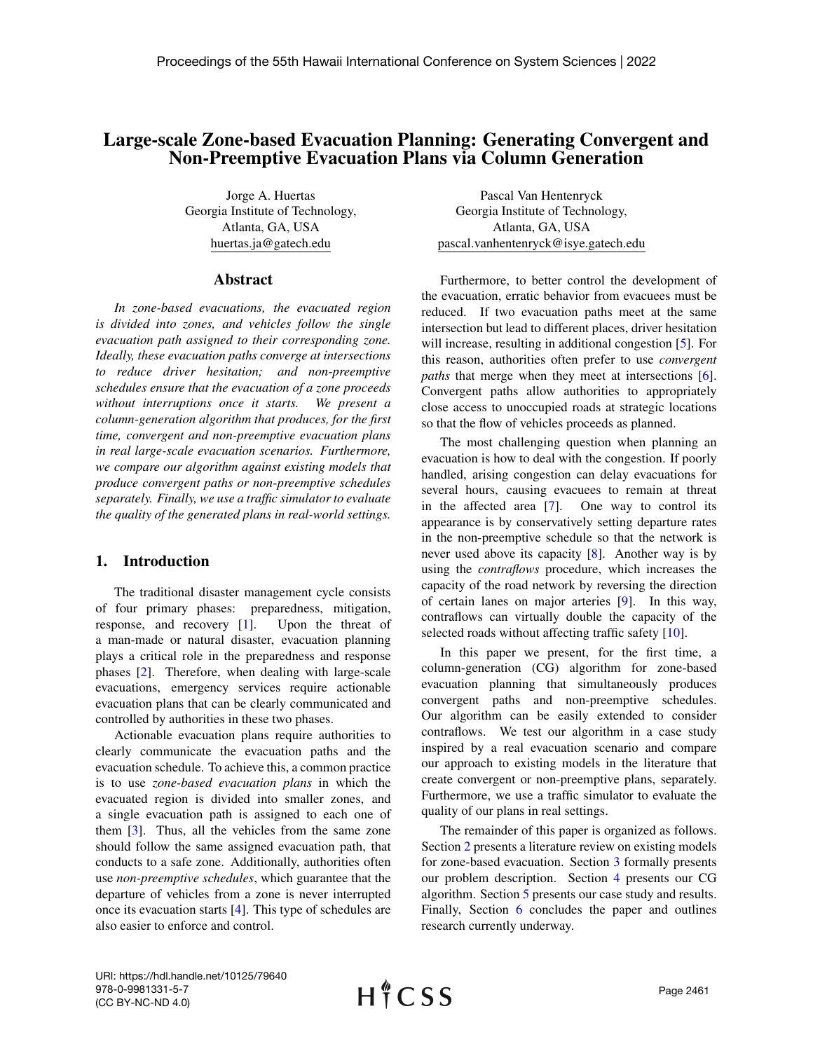# Large-scale Zone-based Evacuation Planning: Generating Convergent and Non-Preemptive Evacuation Plans via Column Generation

Jorge A. Huertas
Georgia Institute of Technology,
Atlanta, GA, USA
huertas.ja@gatech.edu

Pascal Van Hentenryck
Georgia Institute of Technology,
Atlanta, GA, USA
pascal.vanhentenryck@isye.gatech.edu

## Abstract

*In zone-based evacuations, the evacuated region is divided into zones, and vehicles follow the single evacuation path assigned to their corresponding zone. Ideally, these evacuation paths converge at intersections to reduce driver hesitation; and non-preemptive schedules ensure that the evacuation of a zone proceeds without interruptions once it starts. We present a column-generation algorithm that produces, for the first time, convergent and non-preemptive evacuation plans in real large-scale evacuation scenarios. Furthermore, we compare our algorithm against existing models that produce convergent paths or non-preemptive schedules separately. Finally, we use a traffic simulator to evaluate the quality of the generated plans in real-world settings.*

## 1. Introduction

The traditional disaster management cycle consists of four primary phases: preparedness, mitigation, response, and recovery [1]. Upon the threat of a man-made or natural disaster, evacuation planning plays a critical role in the preparedness and response phases [2]. Therefore, when dealing with large-scale evacuations, emergency services require actionable evacuation plans that can be clearly communicated and controlled by authorities in these two phases.

Actionable evacuation plans require authorities to clearly communicate the evacuation paths and the evacuation schedule. To achieve this, a common practice is to use *zone-based evacuation plans* in which the evacuated region is divided into smaller zones, and a single evacuation path is assigned to each one of them [3]. Thus, all the vehicles from the same zone should follow the same assigned evacuation path, that conducts to a safe zone. Additionally, authorities often use *non-preemptive schedules*, which guarantee that the departure of vehicles from a zone is never interrupted once its evacuation starts [4]. This type of schedules are also easier to enforce and control.

Furthermore, to better control the development of the evacuation, erratic behavior from evacuees must be reduced. If two evacuation paths meet at the same intersection but lead to different places, driver hesitation will increase, resulting in additional congestion [5]. For this reason, authorities often prefer to use *convergent paths* that merge when they meet at intersections [6]. Convergent paths allow authorities to appropriately close access to unoccupied roads at strategic locations so that the flow of vehicles proceeds as planned.

The most challenging question when planning an evacuation is how to deal with the congestion. If poorly handled, arising congestion can delay evacuations for several hours, causing evacuees to remain at threat in the affected area [7]. One way to control its appearance is by conservatively setting departure rates in the non-preemptive schedule so that the network is never used above its capacity [8]. Another way is by using the *contraflows* procedure, which increases the capacity of the road network by reversing the direction of certain lanes on major arteries [9]. In this way, contraflows can virtually double the capacity of the selected roads without affecting traffic safety [10].

In this paper we present, for the first time, a column-generation (CG) algorithm for zone-based evacuation planning that simultaneously produces convergent paths and non-preemptive schedules. Our algorithm can be easily extended to consider contraflows. We test our algorithm in a case study inspired by a real evacuation scenario and compare our approach to existing models in the literature that create convergent or non-preemptive plans, separately. Furthermore, we use a traffic simulator to evaluate the quality of our plans in real settings.

The remainder of this paper is organized as follows. Section 2 presents a literature review on existing models for zone-based evacuation. Section 3 formally presents our problem description. Section 4 presents our CG algorithm. Section 5 presents our case study and results. Finally, Section 6 concludes the paper and outlines research currently underway.

URI: https://hdl.handle.net/10125/79640
978-0-9981331-5-7
(CC BY-NC-ND 4.0)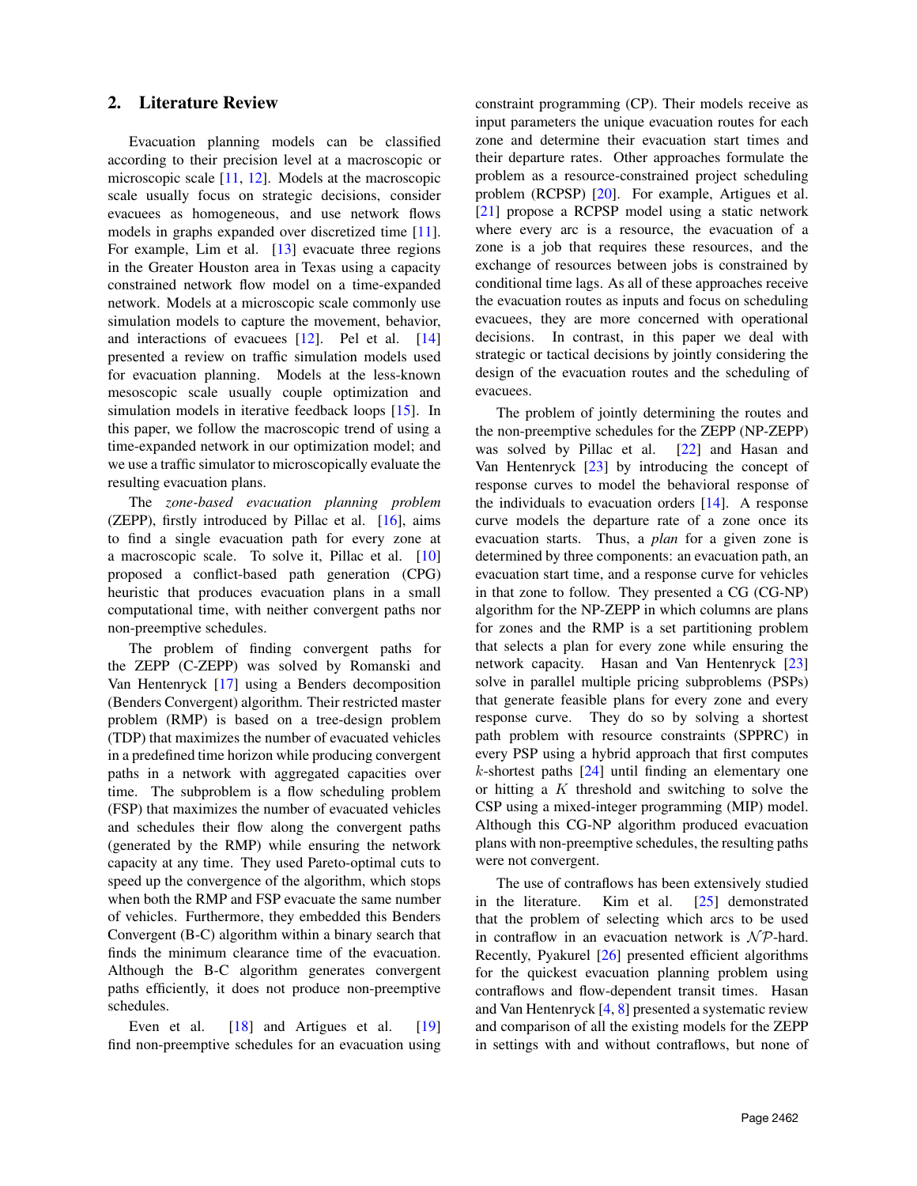## 2. Literature Review

Evacuation planning models can be classified according to their precision level at a macroscopic or microscopic scale [11, 12]. Models at the macroscopic scale usually focus on strategic decisions, consider evacuees as homogeneous, and use network flows models in graphs expanded over discretized time [11]. For example, Lim et al. [13] evacuate three regions in the Greater Houston area in Texas using a capacity constrained network flow model on a time-expanded network. Models at a microscopic scale commonly use simulation models to capture the movement, behavior, and interactions of evacuees [12]. Pel et al. [14] presented a review on traffic simulation models used for evacuation planning. Models at the less-known mesoscopic scale usually couple optimization and simulation models in iterative feedback loops [15]. In this paper, we follow the macroscopic trend of using a time-expanded network in our optimization model; and we use a traffic simulator to microscopically evaluate the resulting evacuation plans.

The *zone-based evacuation planning problem* (ZEPP), firstly introduced by Pillac et al. [16], aims to find a single evacuation path for every zone at a macroscopic scale. To solve it, Pillac et al. [10] proposed a conflict-based path generation (CPG) heuristic that produces evacuation plans in a small computational time, with neither convergent paths nor non-preemptive schedules.

The problem of finding convergent paths for the ZEPP (C-ZEPP) was solved by Romanski and Van Hentenryck [17] using a Benders decomposition (Benders Convergent) algorithm. Their restricted master problem (RMP) is based on a tree-design problem (TDP) that maximizes the number of evacuated vehicles in a predefined time horizon while producing convergent paths in a network with aggregated capacities over time. The subproblem is a flow scheduling problem (FSP) that maximizes the number of evacuated vehicles and schedules their flow along the convergent paths (generated by the RMP) while ensuring the network capacity at any time. They used Pareto-optimal cuts to speed up the convergence of the algorithm, which stops when both the RMP and FSP evacuate the same number of vehicles. Furthermore, they embedded this Benders Convergent (B-C) algorithm within a binary search that finds the minimum clearance time of the evacuation. Although the B-C algorithm generates convergent paths efficiently, it does not produce non-preemptive schedules.

Even et al. [18] and Artigues et al. [19] find non-preemptive schedules for an evacuation using constraint programming (CP). Their models receive as input parameters the unique evacuation routes for each zone and determine their evacuation start times and their departure rates. Other approaches formulate the problem as a resource-constrained project scheduling problem (RCPSP) [20]. For example, Artigues et al. [21] propose a RCPSP model using a static network where every arc is a resource, the evacuation of a zone is a job that requires these resources, and the exchange of resources between jobs is constrained by conditional time lags. As all of these approaches receive the evacuation routes as inputs and focus on scheduling evacuees, they are more concerned with operational decisions. In contrast, in this paper we deal with strategic or tactical decisions by jointly considering the design of the evacuation routes and the scheduling of evacuees.

The problem of jointly determining the routes and the non-preemptive schedules for the ZEPP (NP-ZEPP) was solved by Pillac et al. [22] and Hasan and Van Hentenryck [23] by introducing the concept of response curves to model the behavioral response of the individuals to evacuation orders [14]. A response curve models the departure rate of a zone once its evacuation starts. Thus, a *plan* for a given zone is determined by three components: an evacuation path, an evacuation start time, and a response curve for vehicles in that zone to follow. They presented a CG (CG-NP) algorithm for the NP-ZEPP in which columns are plans for zones and the RMP is a set partitioning problem that selects a plan for every zone while ensuring the network capacity. Hasan and Van Hentenryck [23] solve in parallel multiple pricing subproblems (PSPs) that generate feasible plans for every zone and every response curve. They do so by solving a shortest path problem with resource constraints (SPPRC) in every PSP using a hybrid approach that first computes $k$-shortest paths [24] until finding an elementary one or hitting a $K$ threshold and switching to solve the CSP using a mixed-integer programming (MIP) model. Although this CG-NP algorithm produced evacuation plans with non-preemptive schedules, the resulting paths were not convergent.

The use of contraflows has been extensively studied in the literature. Kim et al. [25] demonstrated that the problem of selecting which arcs to be used in contraflow in an evacuation network is $\mathcal{NP}$-hard. Recently, Pyakurel [26] presented efficient algorithms for the quickest evacuation planning problem using contraflows and flow-dependent transit times. Hasan and Van Hentenryck [4, 8] presented a systematic review and comparison of all the existing models for the ZEPP in settings with and without contraflows, but none of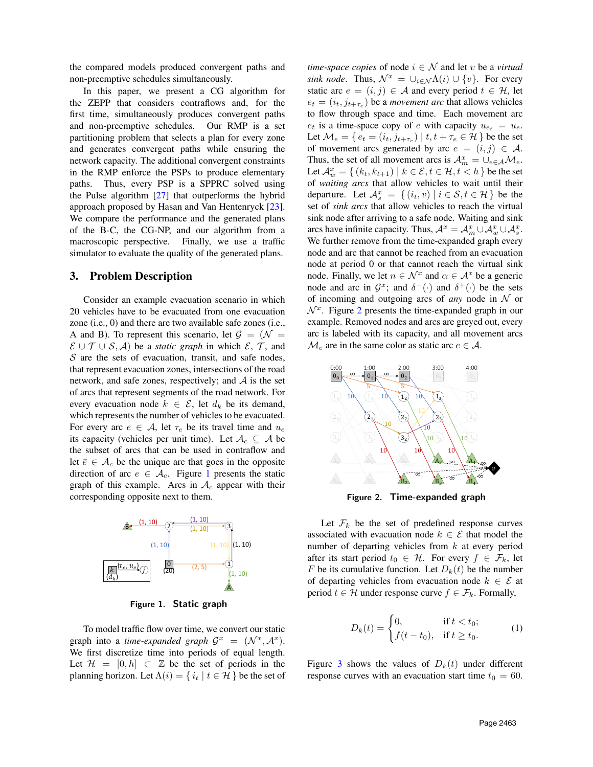the compared models produced convergent paths and non-preemptive schedules simultaneously.

In this paper, we present a CG algorithm for the ZEPP that considers contraflows and, for the first time, simultaneously produces convergent paths and non-preemptive schedules. Our RMP is a set partitioning problem that selects a plan for every zone and generates convergent paths while ensuring the network capacity. The additional convergent constraints in the RMP enforce the PSPs to produce elementary paths. Thus, every PSP is a SPPRC solved using the Pulse algorithm [27] that outperforms the hybrid approach proposed by Hasan and Van Hentenryck [23]. We compare the performance and the generated plans of the B-C, the CG-NP, and our algorithm from a macroscopic perspective. Finally, we use a traffic simulator to evaluate the quality of the generated plans.

## 3. Problem Description

Consider an example evacuation scenario in which 20 vehicles have to be evacuated from one evacuation zone (i.e., 0) and there are two available safe zones (i.e., A and B). To represent this scenario, let $\mathcal{G} = (\mathcal{N} = \mathcal{E} \cup \mathcal{T} \cup \mathcal{S}, \mathcal{A})$ be a *static graph* in which $\mathcal{E}$, $\mathcal{T}$, and $\mathcal{S}$ are the sets of evacuation, transit, and safe nodes, that represent evacuation zones, intersections of the road network, and safe zones, respectively; and $\mathcal{A}$ is the set of arcs that represent segments of the road network. For every evacuation node $k \in \mathcal{E}$, let $d_k$ be its demand, which represents the number of vehicles to be evacuated. For every arc $e \in \mathcal{A}$, let $\tau_e$ be its travel time and $u_e$ its capacity (vehicles per unit time). Let $\mathcal{A}_c \subseteq \mathcal{A}$ be the subset of arcs that can be used in contraflow and let $\bar{e} \in \mathcal{A}_c$ be the unique arc that goes in the opposite direction of arc $e \in \mathcal{A}_c$. Figure 1 presents the static graph of this example. Arcs in $\mathcal{A}_c$ appear with their corresponding opposite next to them.

Figure 1. Static graph

To model traffic flow over time, we convert our static graph into a *time-expanded graph* $\mathcal{G}^x = (\mathcal{N}^x, \mathcal{A}^x)$. We first discretize time into periods of equal length. Let $\mathcal{H} = [0, h] \subset \mathbb{Z}$ be the set of periods in the planning horizon. Let $\Lambda(i) = \{ i_t \mid t \in \mathcal{H} \}$ be the set of *time-space copies* of node $i \in \mathcal{N}$ and let $v$ be a *virtual sink node*. Thus, $\mathcal{N}^x = \cup_{i \in \mathcal{N}} \Lambda(i) \cup \{v\}$. For every static arc $e = (i, j) \in \mathcal{A}$ and every period $t \in \mathcal{H}$, let $e_t = (i_t, j_{t+\tau_e})$ be a *movement arc* that allows vehicles to flow through space and time. Each movement arc $e_t$ is a time-space copy of $e$ with capacity $u_{e_t} = u_e$. Let $\mathcal{M}_e = \{ e_t = (i_t, j_{t+\tau_e}) \mid t, t + \tau_e \in \mathcal{H} \}$ be the set of movement arcs generated by arc $e = (i, j) \in \mathcal{A}$. Thus, the set of all movement arcs is $\mathcal{A}^x_m = \cup_{e \in \mathcal{A}} \mathcal{M}_e$. Let $\mathcal{A}^x_w = \{ (k_t, k_{t+1}) \mid k \in \mathcal{E}, t \in \mathcal{H}, t < h \}$ be the set of *waiting arcs* that allow vehicles to wait until their departure. Let $\mathcal{A}^x_s = \{ (i_t, v) \mid i \in \mathcal{S}, t \in \mathcal{H} \}$ be the set of *sink arcs* that allow vehicles to reach the virtual sink node after arriving to a safe node. Waiting and sink arcs have infinite capacity. Thus, $\mathcal{A}^x = \mathcal{A}^x_m \cup \mathcal{A}^x_w \cup \mathcal{A}^x_s$. We further remove from the time-expanded graph every node and arc that cannot be reached from an evacuation node at period 0 or that cannot reach the virtual sink node. Finally, we let $n \in \mathcal{N}^x$ and $\alpha \in \mathcal{A}^x$ be a generic node and arc in $\mathcal{G}^x$; and $\delta^-(\cdot)$ and $\delta^+(\cdot)$ be the sets of incoming and outgoing arcs of *any* node in $\mathcal{N}$ or $\mathcal{N}^x$. Figure 2 presents the time-expanded graph in our example. Removed nodes and arcs are greyed out, every arc is labeled with its capacity, and all movement arcs $\mathcal{M}_e$ are in the same color as static arc $e \in \mathcal{A}$.

Figure 2. Time-expanded graph

Let $\mathcal{F}_k$ be the set of predefined response curves associated with evacuation node $k \in \mathcal{E}$ that model the number of departing vehicles from $k$ at every period after its start period $t_0 \in \mathcal{H}$. For every $f \in \mathcal{F}_k$, let $F$ be its cumulative function. Let $D_k(t)$ be the number of departing vehicles from evacuation node $k \in \mathcal{E}$ at period $t \in \mathcal{H}$ under response curve $f \in \mathcal{F}_k$. Formally,

$$D_k(t) = \begin{cases} 0, & \text{if } t < t_0; \\ f(t - t_0), & \text{if } t \geq t_0. \end{cases} \quad (1)$$

Figure 3 shows the values of $D_k(t)$ under different response curves with an evacuation start time $t_0 = 60$.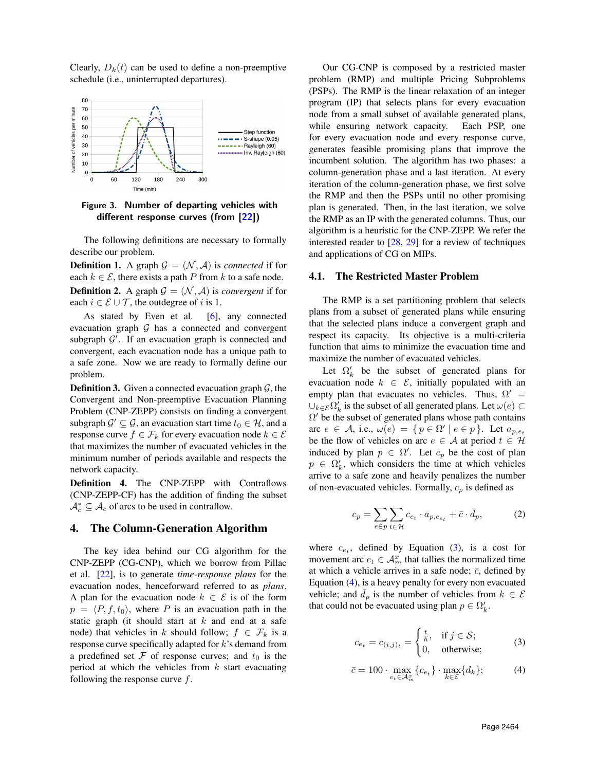Clearly, $D_k(t)$ can be used to define a non-preemptive schedule (i.e., uninterrupted departures).

Figure 3. Number of departing vehicles with different response curves (from [22])

The following definitions are necessary to formally describe our problem.

**Definition 1.** A graph $\mathcal{G} = (\mathcal{N}, \mathcal{A})$ is *connected* if for each $k \in \mathcal{E}$, there exists a path $P$ from $k$ to a safe node.

**Definition 2.** A graph $\mathcal{G} = (\mathcal{N}, \mathcal{A})$ is *convergent* if for each $i \in \mathcal{E} \cup \mathcal{T}$, the outdegree of $i$ is 1.

As stated by Even et al. [6], any connected evacuation graph $\mathcal{G}$ has a connected and convergent subgraph $\mathcal{G}'$. If an evacuation graph is connected and convergent, each evacuation node has a unique path to a safe zone. Now we are ready to formally define our problem.

**Definition 3.** Given a connected evacuation graph $\mathcal{G}$, the Convergent and Non-preemptive Evacuation Planning Problem (CNP-ZEPP) consists on finding a convergent subgraph $\mathcal{G}' \subseteq \mathcal{G}$, an evacuation start time $t_0 \in \mathcal{H}$, and a response curve $f \in \mathcal{F}_k$ for every evacuation node $k \in \mathcal{E}$ that maximizes the number of evacuated vehicles in the minimum number of periods available and respects the network capacity.

**Definition 4.** The CNP-ZEPP with Contraflows (CNP-ZEPP-CF) has the addition of finding the subset $\mathcal{A}_c^* \subseteq \mathcal{A}_c$ of arcs to be used in contraflow.

## 4. The Column-Generation Algorithm

The key idea behind our CG algorithm for the CNP-ZEPP (CG-CNP), which we borrow from Pillac et al. [22], is to generate *time-response plans* for the evacuation nodes, henceforward referred to as *plans*. A plan for the evacuation node $k \in \mathcal{E}$ is of the form $p = \langle P, f, t_0 \rangle$, where $P$ is an evacuation path in the static graph (it should start at $k$ and end at a safe node) that vehicles in $k$ should follow; $f \in \mathcal{F}_k$ is a response curve specifically adapted for $k$'s demand from a predefined set $\mathcal{F}$ of response curves; and $t_0$ is the period at which the vehicles from $k$ start evacuating following the response curve $f$.

Our CG-CNP is composed by a restricted master problem (RMP) and multiple Pricing Subproblems (PSPs). The RMP is the linear relaxation of an integer program (IP) that selects plans for every evacuation node from a small subset of available generated plans, while ensuring network capacity. Each PSP, one for every evacuation node and every response curve, generates feasible promising plans that improve the incumbent solution. The algorithm has two phases: a column-generation phase and a last iteration. At every iteration of the column-generation phase, we first solve the RMP and then the PSPs until no other promising plan is generated. Then, in the last iteration, we solve the RMP as an IP with the generated columns. Thus, our algorithm is a heuristic for the CNP-ZEPP. We refer the interested reader to [28, 29] for a review of techniques and applications of CG on MIPs.

### 4.1. The Restricted Master Problem

The RMP is a set partitioning problem that selects plans from a subset of generated plans while ensuring that the selected plans induce a convergent graph and respect its capacity. Its objective is a multi-criteria function that aims to minimize the evacuation time and maximize the number of evacuated vehicles.

Let $\Omega'_k$ be the subset of generated plans for evacuation node $k \in \mathcal{E}$, initially populated with an empty plan that evacuates no vehicles. Thus, $\Omega' = \cup_{k \in \mathcal{E}} \Omega'_k$ is the subset of all generated plans. Let $\omega(e) \subset \Omega'$ be the subset of generated plans whose path contains arc $e \in \mathcal{A}$, i.e., $\omega(e) = \{p \in \Omega' \mid e \in p\}$. Let $a_{p,e_t}$ be the flow of vehicles on arc $e \in \mathcal{A}$ at period $t \in \mathcal{H}$ induced by plan $p \in \Omega'$. Let $c_p$ be the cost of plan $p \in \Omega'_k$, which considers the time at which vehicles arrive to a safe zone and heavily penalizes the number of non-evacuated vehicles. Formally, $c_p$ is defined as

$$c_p = \sum_{e \in p} \sum_{t \in \mathcal{H}} c_{e_t} \cdot a_{p,e_{e_t}} + \bar{c} \cdot \bar{d}_p, \tag{2}$$

where $c_{e_t}$, defined by Equation (3), is a cost for movement arc $e_t \in \mathcal{A}_m^x$ that tallies the normalized time at which a vehicle arrives in a safe node; $\bar{c}$, defined by Equation (4), is a heavy penalty for every non evacuated vehicle; and $\bar{d}_p$ is the number of vehicles from $k \in \mathcal{E}$ that could not be evacuated using plan $p \in \Omega'_k$.

$$c_{e_t} = c_{(i,j)_t} = \begin{cases} \frac{t}{h}, & \text{if } j \in \mathcal{S}; \\ 0, & \text{otherwise}; \end{cases} \tag{3}$$

$$\bar{c} = 100 \cdot \max_{e_t \in \mathcal{A}_m^x} \{c_{e_t}\} \cdot \max_{k \in \mathcal{E}} \{d_k\}; \tag{4}$$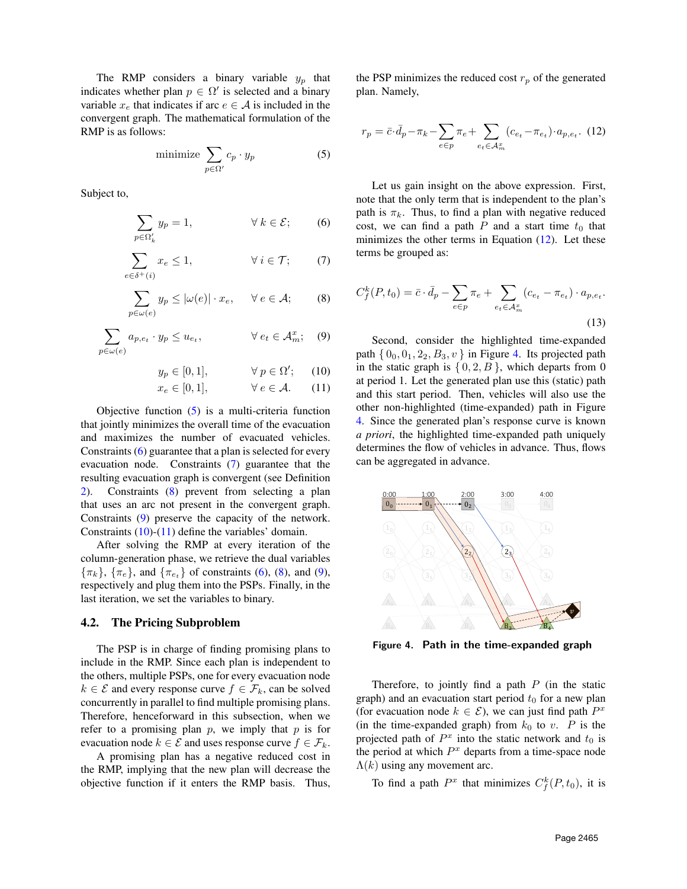The RMP considers a binary variable $y_p$ that indicates whether plan $p \in \Omega'$ is selected and a binary variable $x_e$ that indicates if arc $e \in \mathcal{A}$ is included in the convergent graph. The mathematical formulation of the RMP is as follows:

$$\text{minimize} \sum_{p \in \Omega'} c_p \cdot y_p \tag{5}$$

Subject to,

$$\sum_{p \in \Omega'_k} y_p = 1, \qquad \forall\, k \in \mathcal{E}; \tag{6}$$

$$\sum_{e \in \delta^+(i)} x_e \leq 1, \qquad \forall\, i \in \mathcal{T}; \tag{7}$$

$$\sum_{p \in \omega(e)} y_p \leq |\omega(e)| \cdot x_e, \qquad \forall\, e \in \mathcal{A}; \tag{8}$$

$$\sum_{p \in \omega(e)} a_{p,e_t} \cdot y_p \leq u_{e_t}, \qquad \forall\, e_t \in \mathcal{A}^x_m; \tag{9}$$

$$y_p \in [0, 1], \qquad \forall\, p \in \Omega'; \tag{10}$$

$$x_e \in [0, 1], \qquad \forall\, e \in \mathcal{A}. \tag{11}$$

Objective function (5) is a multi-criteria function that jointly minimizes the overall time of the evacuation and maximizes the number of evacuated vehicles. Constraints (6) guarantee that a plan is selected for every evacuation node. Constraints (7) guarantee that the resulting evacuation graph is convergent (see Definition 2). Constraints (8) prevent from selecting a plan that uses an arc not present in the convergent graph. Constraints (9) preserve the capacity of the network. Constraints (10)-(11) define the variables' domain.

After solving the RMP at every iteration of the column-generation phase, we retrieve the dual variables $\{\pi_k\}$, $\{\pi_e\}$, and $\{\pi_{e_t}\}$ of constraints (6), (8), and (9), respectively and plug them into the PSPs. Finally, in the last iteration, we set the variables to binary.

## 4.2. The Pricing Subproblem

The PSP is in charge of finding promising plans to include in the RMP. Since each plan is independent to the others, multiple PSPs, one for every evacuation node $k \in \mathcal{E}$ and every response curve $f \in \mathcal{F}_k$, can be solved concurrently in parallel to find multiple promising plans. Therefore, henceforward in this subsection, when we refer to a promising plan $p$, we imply that $p$ is for evacuation node $k \in \mathcal{E}$ and uses response curve $f \in \mathcal{F}_k$.

A promising plan has a negative reduced cost in the RMP, implying that the new plan will decrease the objective function if it enters the RMP basis. Thus, the PSP minimizes the reduced cost $r_p$ of the generated plan. Namely,

$$r_p = \bar{c} \cdot \bar{d}_p - \pi_k - \sum_{e \in p} \pi_e + \sum_{e_t \in \mathcal{A}^x_m} (c_{e_t} - \pi_{e_t}) \cdot a_{p,e_t}. \tag{12}$$

Let us gain insight on the above expression. First, note that the only term that is independent to the plan's path is $\pi_k$. Thus, to find a plan with negative reduced cost, we can find a path $P$ and a start time $t_0$ that minimizes the other terms in Equation (12). Let these terms be grouped as:

$$C^k_f(P, t_0) = \bar{c} \cdot \bar{d}_p - \sum_{e \in p} \pi_e + \sum_{e_t \in \mathcal{A}^x_m} (c_{e_t} - \pi_{e_t}) \cdot a_{p,e_t}. \tag{13}$$

Second, consider the highlighted time-expanded path $\{0_0, 0_1, 2_2, B_3, v\}$ in Figure 4. Its projected path in the static graph is $\{0, 2, B\}$, which departs from 0 at period 1. Let the generated plan use this (static) path and this start period. Then, vehicles will also use the other non-highlighted (time-expanded) path in Figure 4. Since the generated plan's response curve is known *a priori*, the highlighted time-expanded path uniquely determines the flow of vehicles in advance. Thus, flows can be aggregated in advance.

**Figure 4. Path in the time-expanded graph**

Therefore, to jointly find a path $P$ (in the static graph) and an evacuation start period $t_0$ for a new plan (for evacuation node $k \in \mathcal{E}$), we can just find path $P^x$ (in the time-expanded graph) from $k_0$ to $v$. $P$ is the projected path of $P^x$ into the static network and $t_0$ is the period at which $P^x$ departs from a time-space node $\Lambda(k)$ using any movement arc.

To find a path $P^x$ that minimizes $C^k_f(P, t_0)$, it is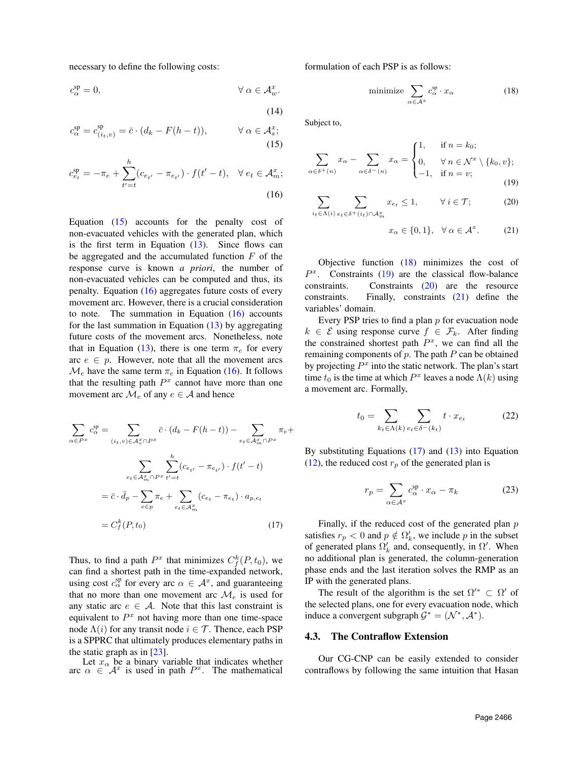necessary to define the following costs:

$$c_\alpha^{\text{sp}} = 0, \qquad \forall\, \alpha \in \mathcal{A}_w^x. \tag{14}$$

$$c_\alpha^{\text{sp}} = c_{(i_t,v)}^{\text{sp}} = \bar{c} \cdot (d_k - F(h-t)), \qquad \forall\, \alpha \in \mathcal{A}_s^x; \tag{15}$$

$$c_{e_t}^{\text{sp}} = -\pi_e + \sum_{t'=t}^{h} (c_{e_{t'}} - \pi_{e_{t'}}) \cdot f(t'-t), \quad \forall\, e_t \in \mathcal{A}_m^x; \tag{16}$$

Equation (15) accounts for the penalty cost of non-evacuated vehicles with the generated plan, which is the first term in Equation (13). Since flows can be aggregated and the accumulated function $F$ of the response curve is known *a priori*, the number of non-evacuated vehicles can be computed and thus, its penalty. Equation (16) aggregates future costs of every movement arc. However, there is a crucial consideration to note. The summation in Equation (16) accounts for the last summation in Equation (13) by aggregating future costs of the movement arcs. Nonetheless, note that in Equation (13), there is one term $\pi_e$ for every arc $e \in p$. However, note that all the movement arcs $\mathcal{M}_e$ have the same term $\pi_e$ in Equation (16). It follows that the resulting path $P^x$ cannot have more than one movement arc $\mathcal{M}_e$ of any $e \in \mathcal{A}$ and hence

$$\begin{aligned}
\sum_{\alpha \in P^x} c_\alpha^{\text{sp}} &= \sum_{(i_t,v) \in \mathcal{A}_s^x \cap P^x} \bar{c} \cdot (d_k - F(h-t)) - \sum_{e_t \in \mathcal{A}_m^x \cap P^x} \pi_e + \\
&\quad \sum_{e_t \in \mathcal{A}_m^x \cap P^x} \sum_{t'=t}^{h} (c_{e_{t'}} - \pi_{e_{t'}}) \cdot f(t'-t) \\
&= \bar{c} \cdot \bar{d}_p - \sum_{e \in p} \pi_e + \sum_{e_t \in \mathcal{A}_m^x} (c_{e_t} - \pi_{e_t}) \cdot a_{p,e_t} \\
&= C_f^k(P, t_0)
\end{aligned} \tag{17}$$

Thus, to find a path $P^x$ that minimizes $C_f^k(P, t_0)$, we can find a shortest path in the time-expanded network, using cost $c_\alpha^{\text{sp}}$ for every arc $\alpha \in \mathcal{A}^x$, and guaranteeing that no more than one movement arc $\mathcal{M}_e$ is used for any static arc $e \in \mathcal{A}$. Note that this last constraint is equivalent to $P^x$ not having more than one time-space node $\Lambda(i)$ for any transit node $i \in \mathcal{T}$. Thence, each PSP is a SPPRC that ultimately produces elementary paths in the static graph as in [23].

Let $x_\alpha$ be a binary variable that indicates whether arc $\alpha \in \mathcal{A}^x$ is used in path $P^x$. The mathematical formulation of each PSP is as follows:

$$\text{minimize} \sum_{\alpha \in \mathcal{A}^x} c_\alpha^{\text{sp}} \cdot x_\alpha \tag{18}$$

Subject to,

$$\sum_{\alpha \in \delta^+(n)} x_\alpha - \sum_{\alpha \in \delta^-(n)} x_\alpha = \begin{cases} 1, & \text{if } n = k_0; \\ 0, & \forall\, n \in \mathcal{N}^x \setminus \{k_0, v\}; \\ -1, & \text{if } n = v; \end{cases} \tag{19}$$

$$\sum_{i_t \in \Lambda(i)} \sum_{e_t \in \delta^+(i_t) \cap \mathcal{A}_m^x} x_{e_t} \leq 1, \qquad \forall\, i \in \mathcal{T}; \tag{20}$$

$$x_\alpha \in \{0, 1\}, \quad \forall\, \alpha \in \mathcal{A}^x. \tag{21}$$

Objective function (18) minimizes the cost of $P^x$. Constraints (19) are the classical flow-balance constraints. Constraints (20) are the resource constraints. Finally, constraints (21) define the variables' domain.

Every PSP tries to find a plan $p$ for evacuation node $k \in \mathcal{E}$ using response curve $f \in \mathcal{F}_k$. After finding the constrained shortest path $P^x$, we can find all the remaining components of $p$. The path $P$ can be obtained by projecting $P^x$ into the static network. The plan's start time $t_0$ is the time at which $P^x$ leaves a node $\Lambda(k)$ using a movement arc. Formally,

$$t_0 = \sum_{k_t \in \Lambda(k)} \sum_{e_t \in \delta^-(k_t)} t \cdot x_{e_t} \tag{22}$$

By substituting Equations (17) and (13) into Equation (12), the reduced cost $r_p$ of the generated plan is

$$r_p = \sum_{\alpha \in \mathcal{A}^x} c_\alpha^{\text{sp}} \cdot x_\alpha - \pi_k \tag{23}$$

Finally, if the reduced cost of the generated plan $p$ satisfies $r_p < 0$ and $p \notin \Omega'_k$, we include $p$ in the subset of generated plans $\Omega'_k$ and, consequently, in $\Omega'$. When no additional plan is generated, the column-generation phase ends and the last iteration solves the RMP as an IP with the generated plans.

The result of the algorithm is the set $\Omega'^* \subset \Omega'$ of the selected plans, one for every evacuation node, which induce a convergent subgraph $\mathcal{G}^* = (\mathcal{N}^*, \mathcal{A}^*)$.

### 4.3. The Contraflow Extension

Our CG-CNP can be easily extended to consider contraflows by following the same intuition that Hasan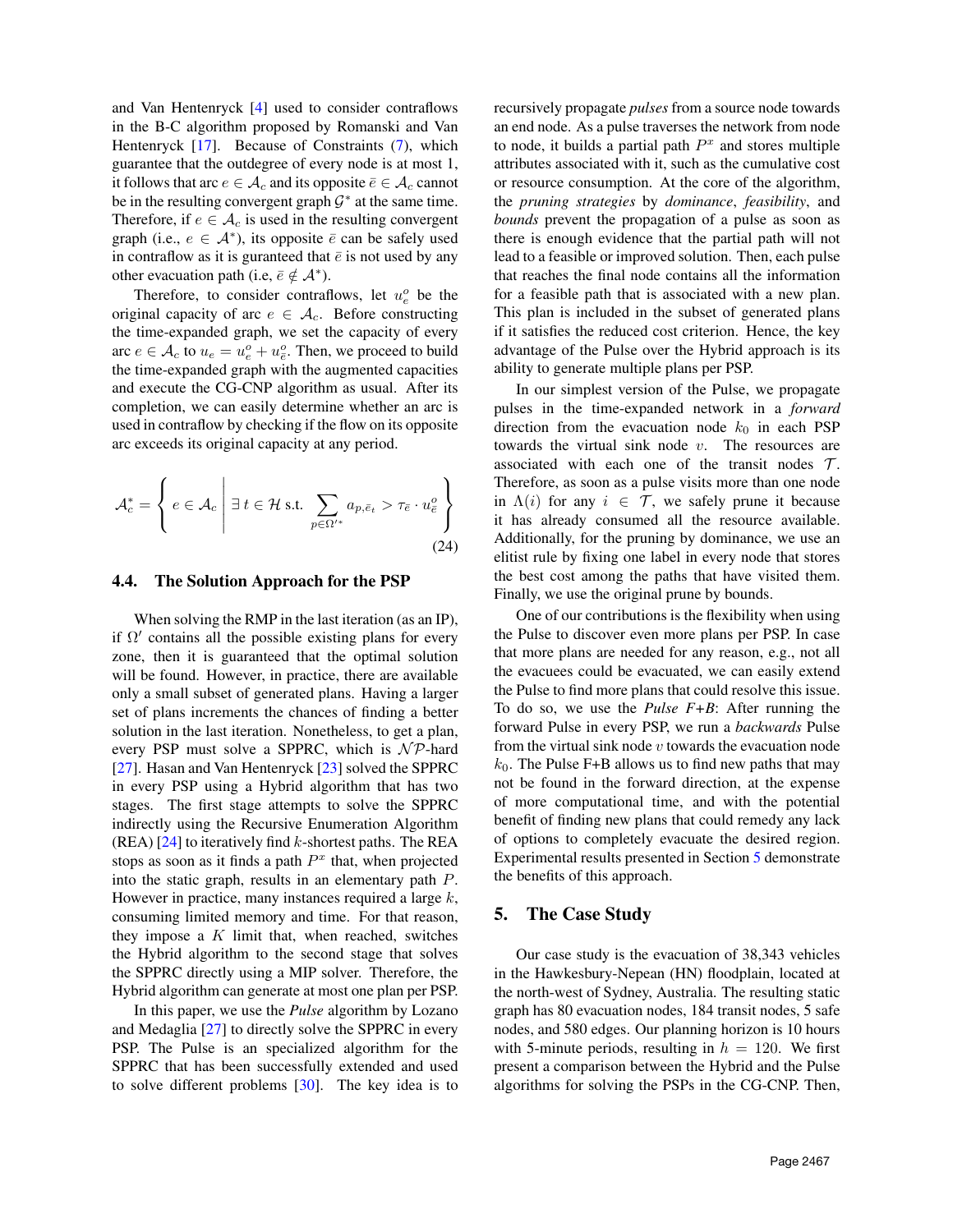and Van Hentenryck [4] used to consider contraflows in the B-C algorithm proposed by Romanski and Van Hentenryck [17]. Because of Constraints (7), which guarantee that the outdegree of every node is at most 1, it follows that arc $e \in \mathcal{A}_c$ and its opposite $\bar{e} \in \mathcal{A}_c$ cannot be in the resulting convergent graph $\mathcal{G}^*$ at the same time. Therefore, if $e \in \mathcal{A}_c$ is used in the resulting convergent graph (i.e., $e \in \mathcal{A}^*$), its opposite $\bar{e}$ can be safely used in contraflow as it is guranteed that $\bar{e}$ is not used by any other evacuation path (i.e, $\bar{e} \notin \mathcal{A}^*$).

Therefore, to consider contraflows, let $u_e^o$ be the original capacity of arc $e \in \mathcal{A}_c$. Before constructing the time-expanded graph, we set the capacity of every arc $e \in \mathcal{A}_c$ to $u_e = u_e^o + u_{\bar{e}}^o$. Then, we proceed to build the time-expanded graph with the augmented capacities and execute the CG-CNP algorithm as usual. After its completion, we can easily determine whether an arc is used in contraflow by checking if the flow on its opposite arc exceeds its original capacity at any period.

$$\mathcal{A}_c^* = \left\{ e \in \mathcal{A}_c \;\middle|\; \exists\, t \in \mathcal{H} \text{ s.t. } \sum_{p \in \Omega'^*} a_{p,\bar{e}_t} > \tau_{\bar{e}} \cdot u_{\bar{e}}^o \right\} \tag{24}$$

### 4.4. The Solution Approach for the PSP

When solving the RMP in the last iteration (as an IP), if $\Omega'$ contains all the possible existing plans for every zone, then it is guaranteed that the optimal solution will be found. However, in practice, there are available only a small subset of generated plans. Having a larger set of plans increments the chances of finding a better solution in the last iteration. Nonetheless, to get a plan, every PSP must solve a SPPRC, which is $\mathcal{NP}$-hard [27]. Hasan and Van Hentenryck [23] solved the SPPRC in every PSP using a Hybrid algorithm that has two stages. The first stage attempts to solve the SPPRC indirectly using the Recursive Enumeration Algorithm (REA) [24] to iteratively find $k$-shortest paths. The REA stops as soon as it finds a path $P^x$ that, when projected into the static graph, results in an elementary path $P$. However in practice, many instances required a large $k$, consuming limited memory and time. For that reason, they impose a $K$ limit that, when reached, switches the Hybrid algorithm to the second stage that solves the SPPRC directly using a MIP solver. Therefore, the Hybrid algorithm can generate at most one plan per PSP.

In this paper, we use the *Pulse* algorithm by Lozano and Medaglia [27] to directly solve the SPPRC in every PSP. The Pulse is an specialized algorithm for the SPPRC that has been successfully extended and used to solve different problems [30]. The key idea is to recursively propagate *pulses* from a source node towards an end node. As a pulse traverses the network from node to node, it builds a partial path $P^x$ and stores multiple attributes associated with it, such as the cumulative cost or resource consumption. At the core of the algorithm, the *pruning strategies* by *dominance*, *feasibility*, and *bounds* prevent the propagation of a pulse as soon as there is enough evidence that the partial path will not lead to a feasible or improved solution. Then, each pulse that reaches the final node contains all the information for a feasible path that is associated with a new plan. This plan is included in the subset of generated plans if it satisfies the reduced cost criterion. Hence, the key advantage of the Pulse over the Hybrid approach is its ability to generate multiple plans per PSP.

In our simplest version of the Pulse, we propagate pulses in the time-expanded network in a *forward* direction from the evacuation node $k_0$ in each PSP towards the virtual sink node $v$. The resources are associated with each one of the transit nodes $\mathcal{T}$. Therefore, as soon as a pulse visits more than one node in $\Lambda(i)$ for any $i \in \mathcal{T}$, we safely prune it because it has already consumed all the resource available. Additionally, for the pruning by dominance, we use an elitist rule by fixing one label in every node that stores the best cost among the paths that have visited them. Finally, we use the original prune by bounds.

One of our contributions is the flexibility when using the Pulse to discover even more plans per PSP. In case that more plans are needed for any reason, e.g., not all the evacuees could be evacuated, we can easily extend the Pulse to find more plans that could resolve this issue. To do so, we use the *Pulse F+B*: After running the forward Pulse in every PSP, we run a *backwards* Pulse from the virtual sink node $v$ towards the evacuation node $k_0$. The Pulse F+B allows us to find new paths that may not be found in the forward direction, at the expense of more computational time, and with the potential benefit of finding new plans that could remedy any lack of options to completely evacuate the desired region. Experimental results presented in Section 5 demonstrate the benefits of this approach.

## 5. The Case Study

Our case study is the evacuation of 38,343 vehicles in the Hawkesbury-Nepean (HN) floodplain, located at the north-west of Sydney, Australia. The resulting static graph has 80 evacuation nodes, 184 transit nodes, 5 safe nodes, and 580 edges. Our planning horizon is 10 hours with 5-minute periods, resulting in $h = 120$. We first present a comparison between the Hybrid and the Pulse algorithms for solving the PSPs in the CG-CNP. Then,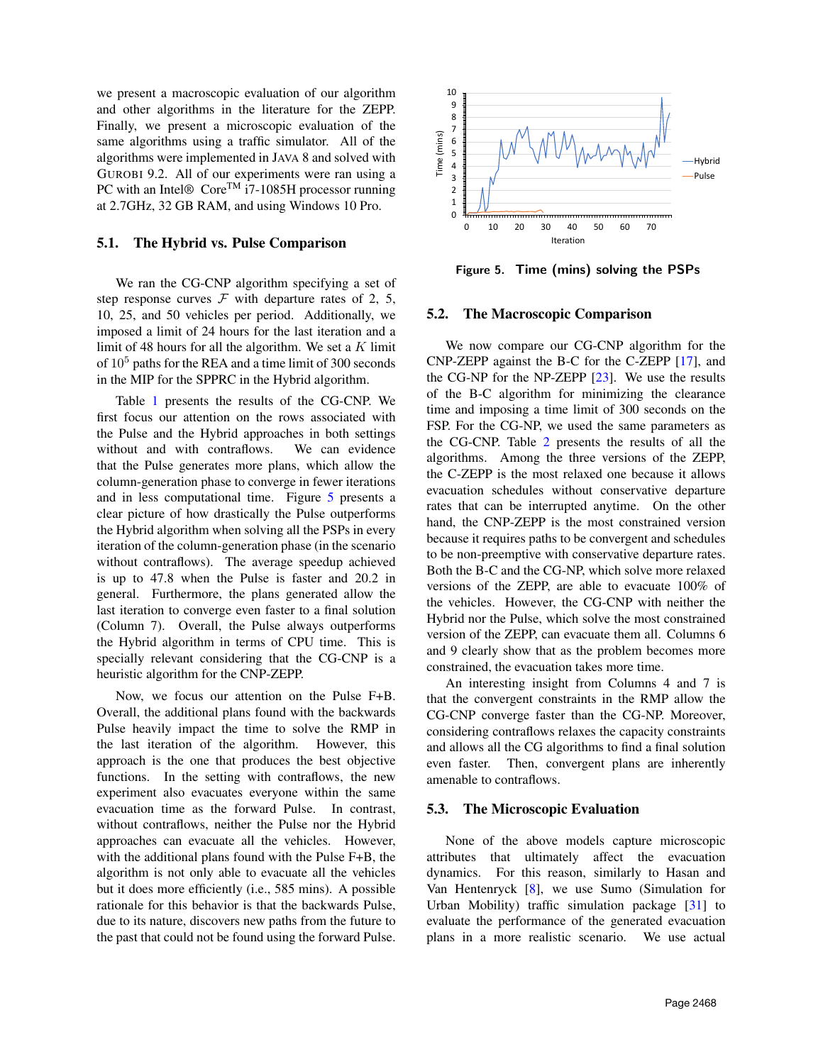we present a macroscopic evaluation of our algorithm and other algorithms in the literature for the ZEPP. Finally, we present a microscopic evaluation of the same algorithms using a traffic simulator. All of the algorithms were implemented in JAVA 8 and solved with GUROBI 9.2. All of our experiments were ran using a PC with an Intel® Core$^{TM}$ i7-1085H processor running at 2.7GHz, 32 GB RAM, and using Windows 10 Pro.

### 5.1. The Hybrid vs. Pulse Comparison

We ran the CG-CNP algorithm specifying a set of step response curves $\mathcal{F}$ with departure rates of 2, 5, 10, 25, and 50 vehicles per period. Additionally, we imposed a limit of 24 hours for the last iteration and a limit of 48 hours for all the algorithm. We set a $K$ limit of $10^5$ paths for the REA and a time limit of 300 seconds in the MIP for the SPPRC in the Hybrid algorithm.

Table 1 presents the results of the CG-CNP. We first focus our attention on the rows associated with the Pulse and the Hybrid approaches in both settings without and with contraflows. We can evidence that the Pulse generates more plans, which allow the column-generation phase to converge in fewer iterations and in less computational time. Figure 5 presents a clear picture of how drastically the Pulse outperforms the Hybrid algorithm when solving all the PSPs in every iteration of the column-generation phase (in the scenario without contraflows). The average speedup achieved is up to 47.8 when the Pulse is faster and 20.2 in general. Furthermore, the plans generated allow the last iteration to converge even faster to a final solution (Column 7). Overall, the Pulse always outperforms the Hybrid algorithm in terms of CPU time. This is specially relevant considering that the CG-CNP is a heuristic algorithm for the CNP-ZEPP.

Now, we focus our attention on the Pulse F+B. Overall, the additional plans found with the backwards Pulse heavily impact the time to solve the RMP in the last iteration of the algorithm. However, this approach is the one that produces the best objective functions. In the setting with contraflows, the new experiment also evacuates everyone within the same evacuation time as the forward Pulse. In contrast, without contraflows, neither the Pulse nor the Hybrid approaches can evacuate all the vehicles. However, with the additional plans found with the Pulse F+B, the algorithm is not only able to evacuate all the vehicles but it does more efficiently (i.e., 585 mins). A possible rationale for this behavior is that the backwards Pulse, due to its nature, discovers new paths from the future to the past that could not be found using the forward Pulse.

**Figure 5. Time (mins) solving the PSPs**

### 5.2. The Macroscopic Comparison

We now compare our CG-CNP algorithm for the CNP-ZEPP against the B-C for the C-ZEPP [17], and the CG-NP for the NP-ZEPP [23]. We use the results of the B-C algorithm for minimizing the clearance time and imposing a time limit of 300 seconds on the FSP. For the CG-NP, we used the same parameters as the CG-CNP. Table 2 presents the results of all the algorithms. Among the three versions of the ZEPP, the C-ZEPP is the most relaxed one because it allows evacuation schedules without conservative departure rates that can be interrupted anytime. On the other hand, the CNP-ZEPP is the most constrained version because it requires paths to be convergent and schedules to be non-preemptive with conservative departure rates. Both the B-C and the CG-NP, which solve more relaxed versions of the ZEPP, are able to evacuate 100% of the vehicles. However, the CG-CNP with neither the Hybrid nor the Pulse, which solve the most constrained version of the ZEPP, can evacuate them all. Columns 6 and 9 clearly show that as the problem becomes more constrained, the evacuation takes more time.

An interesting insight from Columns 4 and 7 is that the convergent constraints in the RMP allow the CG-CNP converge faster than the CG-NP. Moreover, considering contraflows relaxes the capacity constraints and allows all the CG algorithms to find a final solution even faster. Then, convergent plans are inherently amenable to contraflows.

### 5.3. The Microscopic Evaluation

None of the above models capture microscopic attributes that ultimately affect the evacuation dynamics. For this reason, similarly to Hasan and Van Hentenryck [8], we use Sumo (Simulation for Urban Mobility) traffic simulation package [31] to evaluate the performance of the generated evacuation plans in a more realistic scenario. We use actual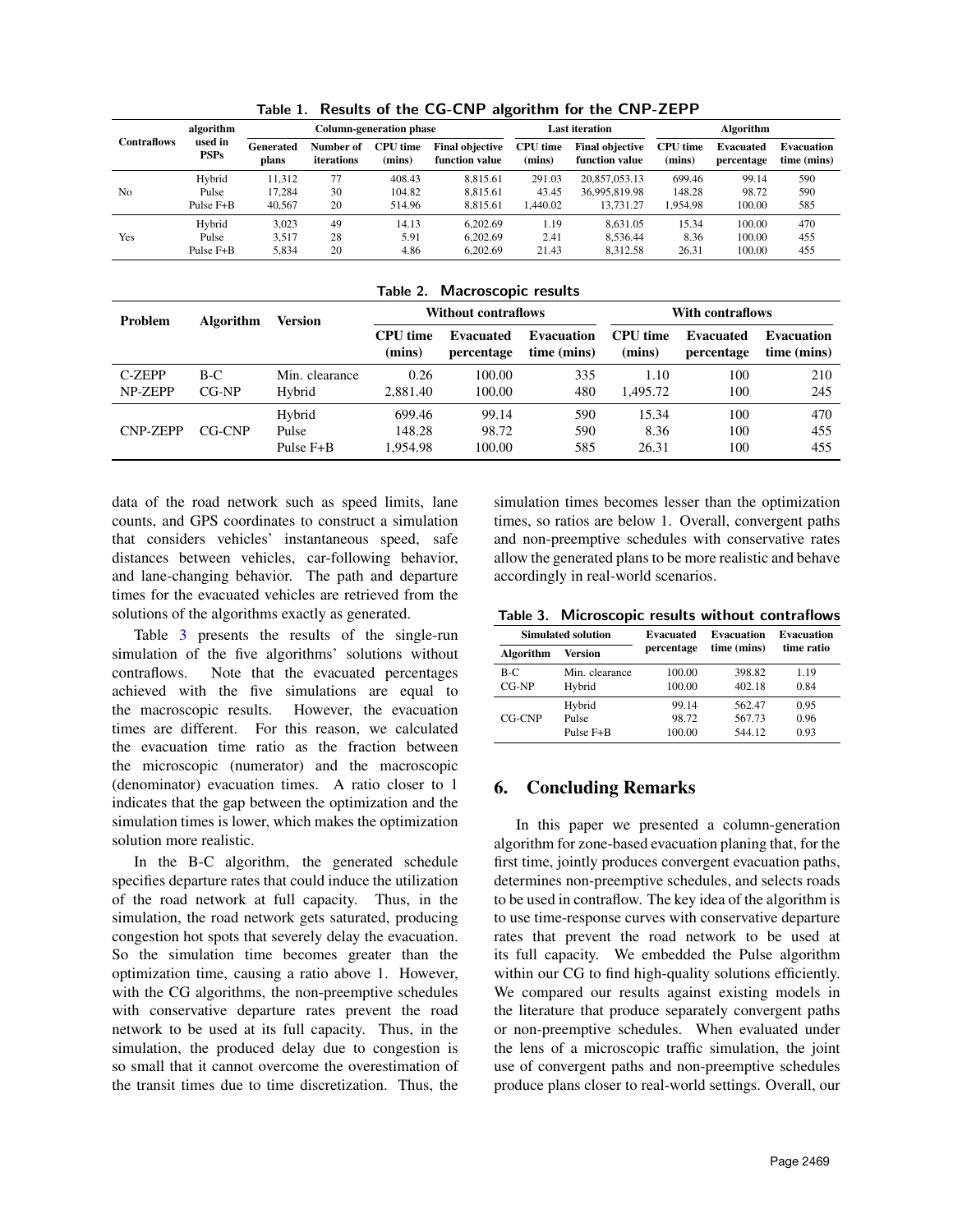Table 1. Results of the CG-CNP algorithm for the CNP-ZEPP

| Contraflows | algorithm used in PSPs | Column-generation phase | | | | Last iteration | | Algorithm | | |
|---|---|---|---|---|---|---|---|---|---|---|
| | | Generated plans | Number of iterations | CPU time (mins) | Final objective function value | CPU time (mins) | Final objective function value | CPU time (mins) | Evacuated percentage | Evacuation time (mins) |
| No | Hybrid | 11,312 | 77 | 408.43 | 8,815.61 | 291.03 | 20,857,053.13 | 699.46 | 99.14 | 590 |
| | Pulse | 17,284 | 30 | 104.82 | 8,815.61 | 43.45 | 36,995,819.98 | 148.28 | 98.72 | 590 |
| | Pulse F+B | 40,567 | 20 | 514.96 | 8,815.61 | 1,440.02 | 13,731.27 | 1,954.98 | 100.00 | 585 |
| Yes | Hybrid | 3,023 | 49 | 14.13 | 6,202.69 | 1.19 | 8,631.05 | 15.34 | 100.00 | 470 |
| | Pulse | 3,517 | 28 | 5.91 | 6,202.69 | 2.41 | 8,536.44 | 8.36 | 100.00 | 455 |
| | Pulse F+B | 5,834 | 20 | 4.86 | 6,202.69 | 21.43 | 8,312.58 | 26.31 | 100.00 | 455 |

Table 2. Macroscopic results

| Problem | Algorithm | Version | Without contraflows | | | With contraflows | | |
|---|---|---|---|---|---|---|---|---|
| | | | CPU time (mins) | Evacuated percentage | Evacuation time (mins) | CPU time (mins) | Evacuated percentage | Evacuation time (mins) |
| C-ZEPP | B-C | Min. clearance | 0.26 | 100.00 | 335 | 1.10 | 100 | 210 |
| NP-ZEPP | CG-NP | Hybrid | 2,881.40 | 100.00 | 480 | 1,495.72 | 100 | 245 |
| CNP-ZEPP | CG-CNP | Hybrid | 699.46 | 99.14 | 590 | 15.34 | 100 | 470 |
| | | Pulse | 148.28 | 98.72 | 590 | 8.36 | 100 | 455 |
| | | Pulse F+B | 1,954.98 | 100.00 | 585 | 26.31 | 100 | 455 |

data of the road network such as speed limits, lane counts, and GPS coordinates to construct a simulation that considers vehicles' instantaneous speed, safe distances between vehicles, car-following behavior, and lane-changing behavior. The path and departure times for the evacuated vehicles are retrieved from the solutions of the algorithms exactly as generated.

Table 3 presents the results of the single-run simulation of the five algorithms' solutions without contraflows. Note that the evacuated percentages achieved with the five simulations are equal to the macroscopic results. However, the evacuation times are different. For this reason, we calculated the evacuation time ratio as the fraction between the microscopic (numerator) and the macroscopic (denominator) evacuation times. A ratio closer to 1 indicates that the gap between the optimization and the simulation times is lower, which makes the optimization solution more realistic.

In the B-C algorithm, the generated schedule specifies departure rates that could induce the utilization of the road network at full capacity. Thus, in the simulation, the road network gets saturated, producing congestion hot spots that severely delay the evacuation. So the simulation time becomes greater than the optimization time, causing a ratio above 1. However, with the CG algorithms, the non-preemptive schedules with conservative departure rates prevent the road network to be used at its full capacity. Thus, in the simulation, the produced delay due to congestion is so small that it cannot overcome the overestimation of the transit times due to time discretization. Thus, the simulation times becomes lesser than the optimization times, so ratios are below 1. Overall, convergent paths and non-preemptive schedules with conservative rates allow the generated plans to be more realistic and behave accordingly in real-world scenarios.

Table 3. Microscopic results without contraflows

| Simulated solution | | Evacuated percentage | Evacuation time (mins) | Evacuation time ratio |
|---|---|---|---|---|
| Algorithm | Version | | | |
| B-C | Min. clearance | 100.00 | 398.82 | 1.19 |
| CG-NP | Hybrid | 100.00 | 402.18 | 0.84 |
| CG-CNP | Hybrid | 99.14 | 562.47 | 0.95 |
| | Pulse | 98.72 | 567.73 | 0.96 |
| | Pulse F+B | 100.00 | 544.12 | 0.93 |

## 6. Concluding Remarks

In this paper we presented a column-generation algorithm for zone-based evacuation planing that, for the first time, jointly produces convergent evacuation paths, determines non-preemptive schedules, and selects roads to be used in contraflow. The key idea of the algorithm is to use time-response curves with conservative departure rates that prevent the road network to be used at its full capacity. We embedded the Pulse algorithm within our CG to find high-quality solutions efficiently. We compared our results against existing models in the literature that produce separately convergent paths or non-preemptive schedules. When evaluated under the lens of a microscopic traffic simulation, the joint use of convergent paths and non-preemptive schedules produce plans closer to real-world settings. Overall, our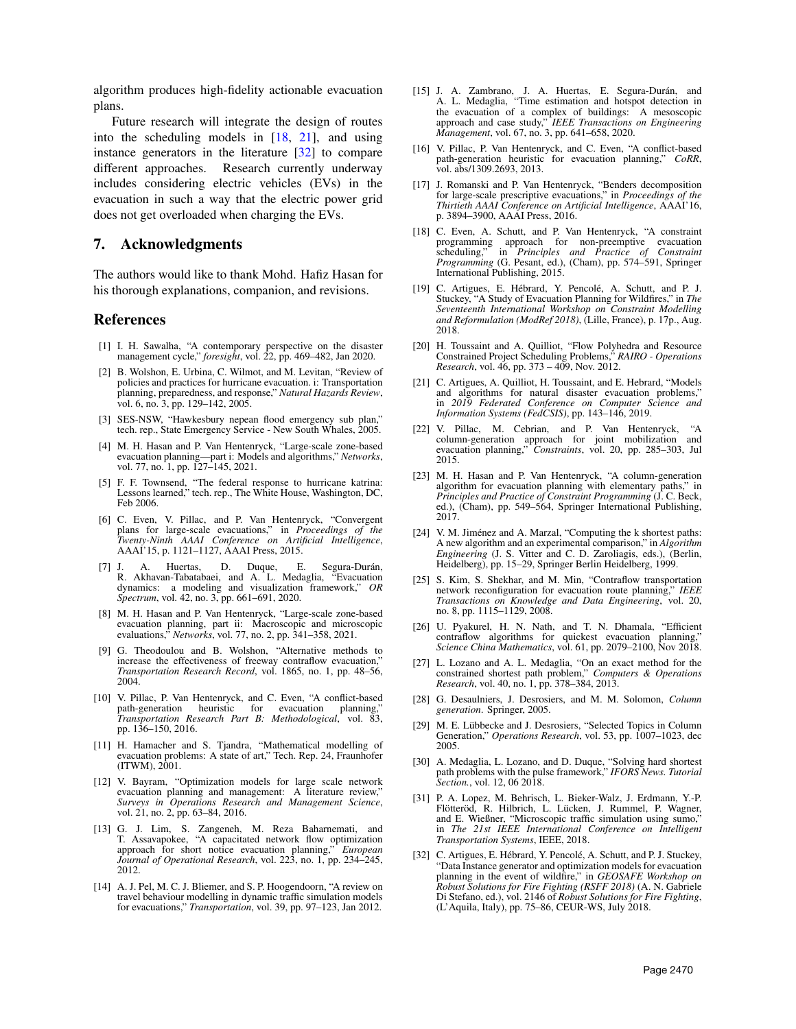algorithm produces high-fidelity actionable evacuation plans.

Future research will integrate the design of routes into the scheduling models in [18, 21], and using instance generators in the literature [32] to compare different approaches. Research currently underway includes considering electric vehicles (EVs) in the evacuation in such a way that the electric power grid does not get overloaded when charging the EVs.

## 7. Acknowledgments

The authors would like to thank Mohd. Hafiz Hasan for his thorough explanations, companion, and revisions.

## References

[1] I. H. Sawalha, "A contemporary perspective on the disaster management cycle," *foresight*, vol. 22, pp. 469–482, Jan 2020.

[2] B. Wolshon, E. Urbina, C. Wilmot, and M. Levitan, "Review of policies and practices for hurricane evacuation. i: Transportation planning, preparedness, and response," *Natural Hazards Review*, vol. 6, no. 3, pp. 129–142, 2005.

[3] SES-NSW, "Hawkesbury nepean flood emergency sub plan," tech. rep., State Emergency Service - New South Whales, 2005.

[4] M. H. Hasan and P. Van Hentenryck, "Large-scale zone-based evacuation planning—part i: Models and algorithms," *Networks*, vol. 77, no. 1, pp. 127–145, 2021.

[5] F. F. Townsend, "The federal response to hurricane katrina: Lessons learned," tech. rep., The White House, Washington, DC, Feb 2006.

[6] C. Even, V. Pillac, and P. Van Hentenryck, "Convergent plans for large-scale evacuations," in *Proceedings of the Twenty-Ninth AAAI Conference on Artificial Intelligence*, AAAI'15, p. 1121–1127, AAAI Press, 2015.

[7] J. A. Huertas, D. Duque, E. Segura-Durán, R. Akhavan-Tabatabaei, and A. L. Medaglia, "Evacuation dynamics: a modeling and visualization framework," *OR Spectrum*, vol. 42, no. 3, pp. 661–691, 2020.

[8] M. H. Hasan and P. Van Hentenryck, "Large-scale zone-based evacuation planning, part ii: Macroscopic and microscopic evaluations," *Networks*, vol. 77, no. 2, pp. 341–358, 2021.

[9] G. Theodoulou and B. Wolshon, "Alternative methods to increase the effectiveness of freeway contraflow evacuation," *Transportation Research Record*, vol. 1865, no. 1, pp. 48–56, 2004.

[10] V. Pillac, P. Van Hentenryck, and C. Even, "A conflict-based path-generation heuristic for evacuation planning," *Transportation Research Part B: Methodological*, vol. 83, pp. 136–150, 2016.

[11] H. Hamacher and S. Tjandra, "Mathematical modelling of evacuation problems: A state of art," Tech. Rep. 24, Fraunhofer (ITWM), 2001.

[12] V. Bayram, "Optimization models for large scale network evacuation planning and management: A literature review," *Surveys in Operations Research and Management Science*, vol. 21, no. 2, pp. 63–84, 2016.

[13] G. J. Lim, S. Zangeneh, M. Reza Baharnemati, and T. Assavapokee, "A capacitated network flow optimization approach for short notice evacuation planning," *European Journal of Operational Research*, vol. 223, no. 1, pp. 234–245, 2012.

[14] A. J. Pel, M. C. J. Bliemer, and S. P. Hoogendoorn, "A review on travel behaviour modelling in dynamic traffic simulation models for evacuations," *Transportation*, vol. 39, pp. 97–123, Jan 2012.

[15] J. A. Zambrano, J. A. Huertas, E. Segura-Durán, and A. L. Medaglia, "Time estimation and hotspot detection in the evacuation of a complex of buildings: A mesoscopic approach and case study," *IEEE Transactions on Engineering Management*, vol. 67, no. 3, pp. 641–658, 2020.

[16] V. Pillac, P. Van Hentenryck, and C. Even, "A conflict-based path-generation heuristic for evacuation planning," *CoRR*, vol. abs/1309.2693, 2013.

[17] J. Romanski and P. Van Hentenryck, "Benders decomposition for large-scale prescriptive evacuations," in *Proceedings of the Thirtieth AAAI Conference on Artificial Intelligence*, AAAI'16, p. 3894–3900, AAAI Press, 2016.

[18] C. Even, A. Schutt, and P. Van Hentenryck, "A constraint programming approach for non-preemptive evacuation scheduling," in *Principles and Practice of Constraint Programming* (G. Pesant, ed.), (Cham), pp. 574–591, Springer International Publishing, 2015.

[19] C. Artigues, E. Hébrard, Y. Pencolé, A. Schutt, and P. J. Stuckey, "A Study of Evacuation Planning for Wildfires," in *The Seventeenth International Workshop on Constraint Modelling and Reformulation (ModRef 2018)*, (Lille, France), p. 17p., Aug. 2018.

[20] H. Toussaint and A. Quilliot, "Flow Polyhedra and Resource Constrained Project Scheduling Problems," *RAIRO - Operations Research*, vol. 46, pp. 373 – 409, Nov. 2012.

[21] C. Artigues, A. Quilliot, H. Toussaint, and E. Hebrard, "Models and algorithms for natural disaster evacuation problems," in *2019 Federated Conference on Computer Science and Information Systems (FedCSIS)*, pp. 143–146, 2019.

[22] V. Pillac, M. Cebrian, and P. Van Hentenryck, "A column-generation approach for joint mobilization and evacuation planning," *Constraints*, vol. 20, pp. 285–303, Jul 2015.

[23] M. H. Hasan and P. Van Hentenryck, "A column-generation algorithm for evacuation planning with elementary paths," in *Principles and Practice of Constraint Programming* (J. C. Beck, ed.), (Cham), pp. 549–564, Springer International Publishing, 2017.

[24] V. M. Jiménez and A. Marzal, "Computing the k shortest paths: A new algorithm and an experimental comparison," in *Algorithm Engineering* (J. S. Vitter and C. D. Zaroliagis, eds.), (Berlin, Heidelberg), pp. 15–29, Springer Berlin Heidelberg, 1999.

[25] S. Kim, S. Shekhar, and M. Min, "Contraflow transportation network reconfiguration for evacuation route planning," *IEEE Transactions on Knowledge and Data Engineering*, vol. 20, no. 8, pp. 1115–1129, 2008.

[26] U. Pyakurel, H. N. Nath, and T. N. Dhamala, "Efficient contraflow algorithms for quickest evacuation planning," *Science China Mathematics*, vol. 61, pp. 2079–2100, Nov 2018.

[27] L. Lozano and A. L. Medaglia, "On an exact method for the constrained shortest path problem," *Computers & Operations Research*, vol. 40, no. 1, pp. 378–384, 2013.

[28] G. Desaulniers, J. Desrosiers, and M. M. Solomon, *Column generation*. Springer, 2005.

[29] M. E. Lübbecke and J. Desrosiers, "Selected Topics in Column Generation," *Operations Research*, vol. 53, pp. 1007–1023, dec 2005.

[30] A. Medaglia, L. Lozano, and D. Duque, "Solving hard shortest path problems with the pulse framework," *IFORS News. Tutorial Section.*, vol. 12, 06 2018.

[31] P. A. Lopez, M. Behrisch, L. Bieker-Walz, J. Erdmann, Y.-P. Flötteröd, R. Hilbrich, L. Lücken, J. Rummel, P. Wagner, and E. Wießner, "Microscopic traffic simulation using sumo," in *The 21st IEEE International Conference on Intelligent Transportation Systems*, IEEE, 2018.

[32] C. Artigues, E. Hébrard, Y. Pencolé, A. Schutt, and P. J. Stuckey, "Data Instance generator and optimization models for evacuation planning in the event of wildfire," in *GEOSAFE Workshop on Robust Solutions for Fire Fighting (RSFF 2018)* (A. N. Gabriele Di Stefano, ed.), vol. 2146 of *Robust Solutions for Fire Fighting*, (L'Aquila, Italy), pp. 75–86, CEUR-WS, July 2018.